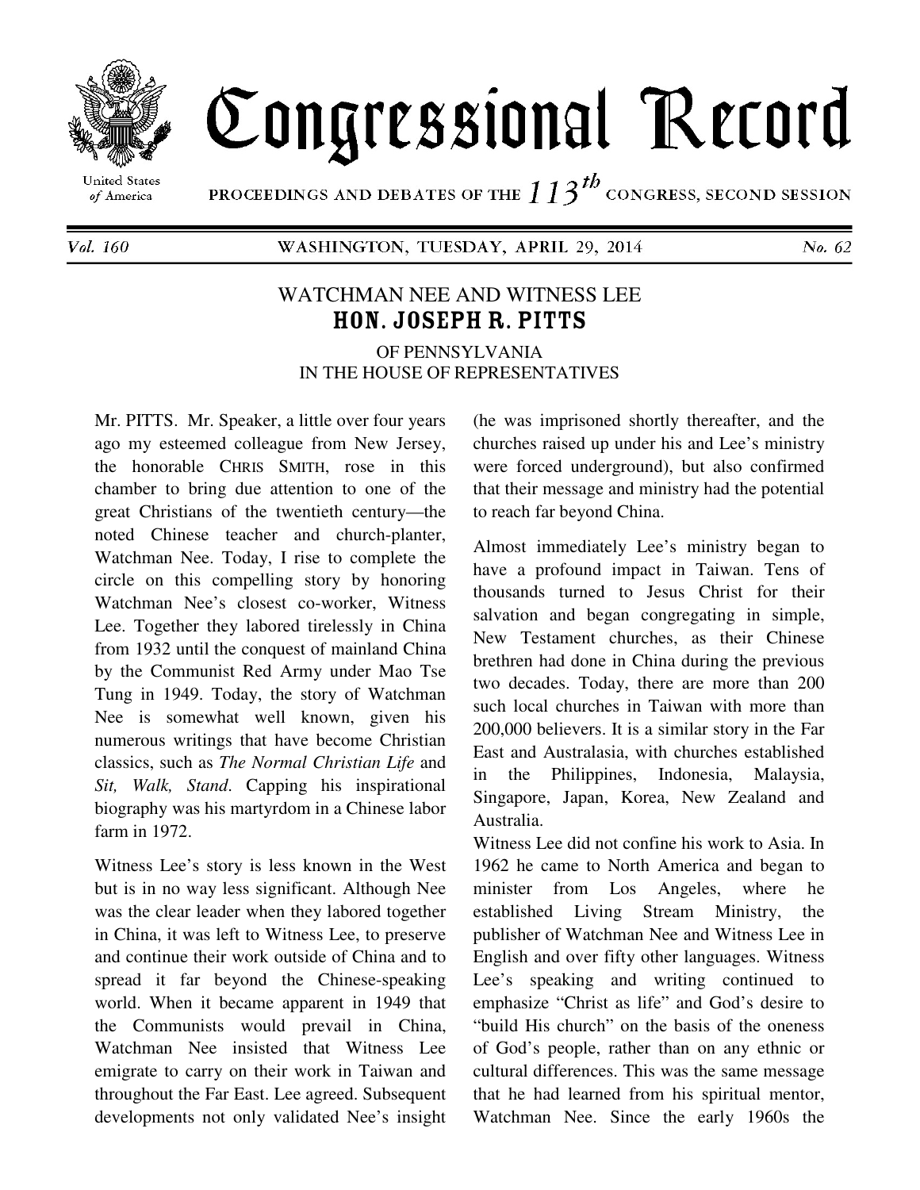# Congressional Record

PROCEEDINGS AND DEBATES OF THE 113th CONGRESS, SECOND SESSION

Vol. 160 WASHINGTON, TUESDAY, APRIL 29, 2014 No. 62

## WATCHMAN NEE AND WITNESS LEE

### HON. JOSEPH R. PITTS

OF PENNSYLVANIA
IN THE HOUSE OF REPRESENTATIVES

Mr. PITTS. Mr. Speaker, a little over four years ago my esteemed colleague from New Jersey, the honorable CHRIS SMITH, rose in this chamber to bring due attention to one of the great Christians of the twentieth century—the noted Chinese teacher and church-planter, Watchman Nee. Today, I rise to complete the circle on this compelling story by honoring Watchman Nee's closest co-worker, Witness Lee. Together they labored tirelessly in China from 1932 until the conquest of mainland China by the Communist Red Army under Mao Tse Tung in 1949. Today, the story of Watchman Nee is somewhat well known, given his numerous writings that have become Christian classics, such as *The Normal Christian Life* and *Sit, Walk, Stand*. Capping his inspirational biography was his martyrdom in a Chinese labor farm in 1972.

Witness Lee's story is less known in the West but is in no way less significant. Although Nee was the clear leader when they labored together in China, it was left to Witness Lee, to preserve and continue their work outside of China and to spread it far beyond the Chinese-speaking world. When it became apparent in 1949 that the Communists would prevail in China, Watchman Nee insisted that Witness Lee emigrate to carry on their work in Taiwan and throughout the Far East. Lee agreed. Subsequent developments not only validated Nee's insight (he was imprisoned shortly thereafter, and the churches raised up under his and Lee's ministry were forced underground), but also confirmed that their message and ministry had the potential to reach far beyond China.

Almost immediately Lee's ministry began to have a profound impact in Taiwan. Tens of thousands turned to Jesus Christ for their salvation and began congregating in simple, New Testament churches, as their Chinese brethren had done in China during the previous two decades. Today, there are more than 200 such local churches in Taiwan with more than 200,000 believers. It is a similar story in the Far East and Australasia, with churches established in the Philippines, Indonesia, Malaysia, Singapore, Japan, Korea, New Zealand and Australia.

Witness Lee did not confine his work to Asia. In 1962 he came to North America and began to minister from Los Angeles, where he established Living Stream Ministry, the publisher of Watchman Nee and Witness Lee in English and over fifty other languages. Witness Lee's speaking and writing continued to emphasize "Christ as life" and God's desire to "build His church" on the basis of the oneness of God's people, rather than on any ethnic or cultural differences. This was the same message that he had learned from his spiritual mentor, Watchman Nee. Since the early 1960s the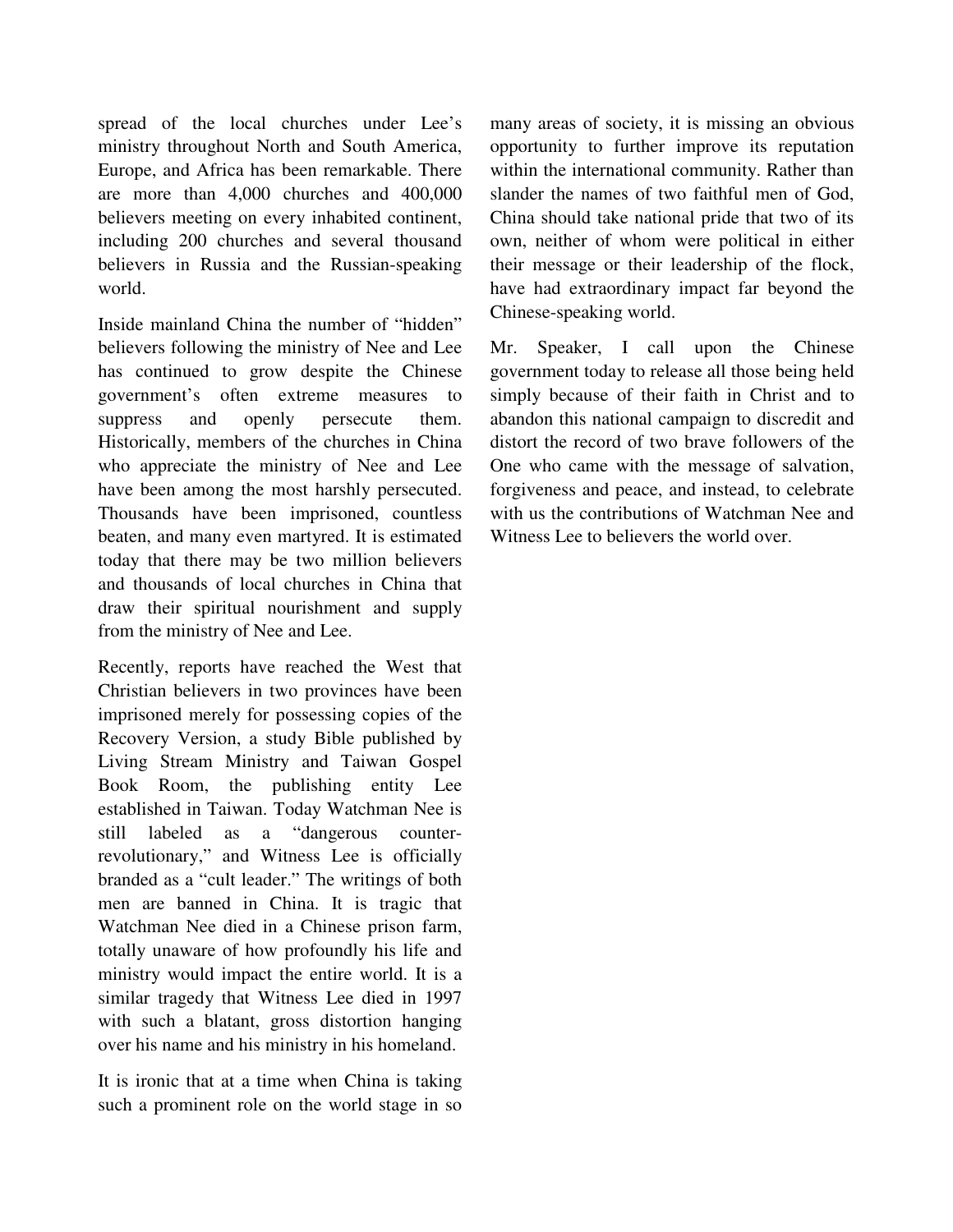spread of the local churches under Lee's ministry throughout North and South America, Europe, and Africa has been remarkable. There are more than 4,000 churches and 400,000 believers meeting on every inhabited continent, including 200 churches and several thousand believers in Russia and the Russian-speaking world.

Inside mainland China the number of "hidden" believers following the ministry of Nee and Lee has continued to grow despite the Chinese government's often extreme measures to suppress and openly persecute them. Historically, members of the churches in China who appreciate the ministry of Nee and Lee have been among the most harshly persecuted. Thousands have been imprisoned, countless beaten, and many even martyred. It is estimated today that there may be two million believers and thousands of local churches in China that draw their spiritual nourishment and supply from the ministry of Nee and Lee.

Recently, reports have reached the West that Christian believers in two provinces have been imprisoned merely for possessing copies of the Recovery Version, a study Bible published by Living Stream Ministry and Taiwan Gospel Book Room, the publishing entity Lee established in Taiwan. Today Watchman Nee is still labeled as a "dangerous counter-revolutionary," and Witness Lee is officially branded as a "cult leader." The writings of both men are banned in China. It is tragic that Watchman Nee died in a Chinese prison farm, totally unaware of how profoundly his life and ministry would impact the entire world. It is a similar tragedy that Witness Lee died in 1997 with such a blatant, gross distortion hanging over his name and his ministry in his homeland.

It is ironic that at a time when China is taking such a prominent role on the world stage in so many areas of society, it is missing an obvious opportunity to further improve its reputation within the international community. Rather than slander the names of two faithful men of God, China should take national pride that two of its own, neither of whom were political in either their message or their leadership of the flock, have had extraordinary impact far beyond the Chinese-speaking world.

Mr. Speaker, I call upon the Chinese government today to release all those being held simply because of their faith in Christ and to abandon this national campaign to discredit and distort the record of two brave followers of the One who came with the message of salvation, forgiveness and peace, and instead, to celebrate with us the contributions of Watchman Nee and Witness Lee to believers the world over.